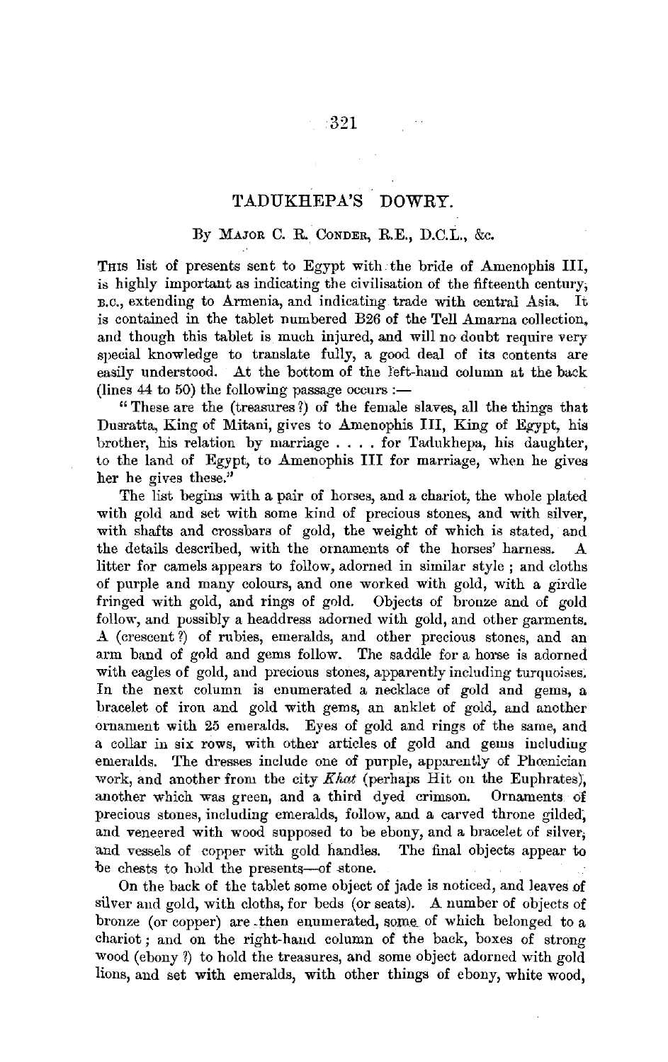# TADUKHEPA'S DOWRY.

By Major C. R. Conder, R.E., D.C.L., &c.

This list of presents sent to Egypt with the bride of Amenophis III, is highly important as indicating the civilisation of the fifteenth century, B.C., extending to Armenia, and indicating trade with central Asia. It is contained in the tablet numbered B26 of the Tell Amarna collection, and though this tablet is much injured, and will no doubt require very special knowledge to translate fully, a good deal of its contents are easily understood. At the bottom of the left-hand column at the back (lines 44 to 50) the following passage occurs :—

"These are the (treasures ?) of the female slaves, all the things that Dusratta, King of Mitani, gives to Amenophis III, King of Egypt, his brother, his relation by marriage . . . . for Tadukhepa, his daughter, to the land of Egypt, to Amenophis III for marriage, when he gives her he gives these."

The list begins with a pair of horses, and a chariot, the whole plated with gold and set with some kind of precious stones, and with silver, with shafts and crossbars of gold, the weight of which is stated, and the details described, with the ornaments of the horses' harness. A litter for camels appears to follow, adorned in similar style ; and cloths of purple and many colours, and one worked with gold, with a girdle fringed with gold, and rings of gold. Objects of bronze and of gold follow, and possibly a headdress adorned with gold, and other garments. A (crescent ?) of rubies, emeralds, and other precious stones, and an arm band of gold and gems follow. The saddle for a horse is adorned with eagles of gold, and precious stones, apparently including turquoises. In the next column is enumerated a necklace of gold and gems, a bracelet of iron and gold with gems, an anklet of gold, and another ornament with 25 emeralds. Eyes of gold and rings of the same, and a collar in six rows, with other articles of gold and gems including emeralds. The dresses include one of purple, apparently of Phœnician work, and another from the city *Khat* (perhaps Hit on the Euphrates), another which was green, and a third dyed crimson. Ornaments of precious stones, including emeralds, follow, and a carved throne gilded, and veneered with wood supposed to be ebony, and a bracelet of silver, and vessels of copper with gold handles. The final objects appear to be chests to hold the presents—of stone.

On the back of the tablet some object of jade is noticed, and leaves of silver and gold, with cloths, for beds (or seats). A number of objects of bronze (or copper) are then enumerated, some of which belonged to a chariot ; and on the right-hand column of the back, boxes of strong wood (ebony ?) to hold the treasures, and some object adorned with gold lions, and set with emeralds, with other things of ebony, white wood,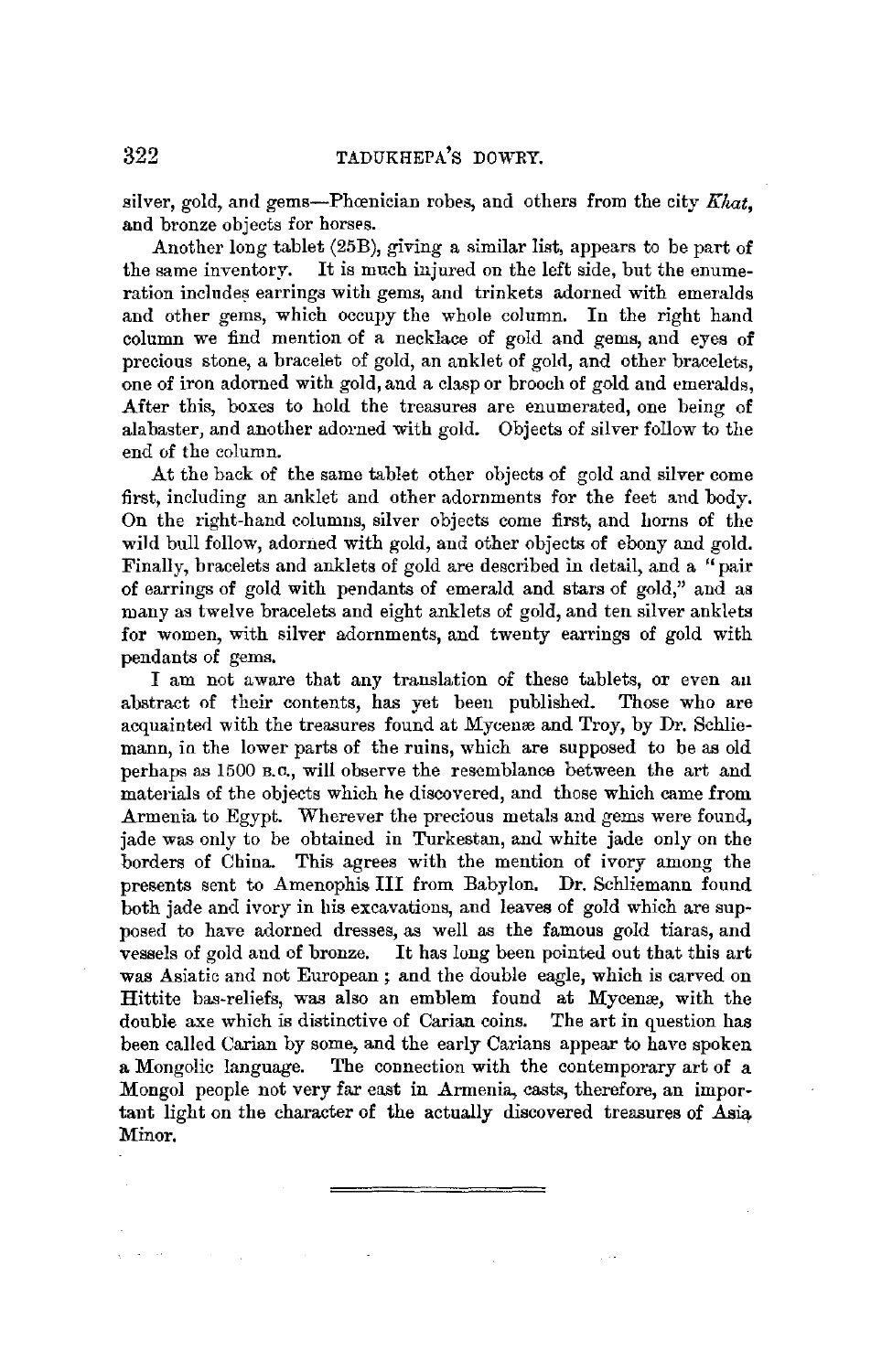silver, gold, and gems—Phœnician robes, and others from the city *Khat*, and bronze objects for horses.

Another long tablet (25B), giving a similar list, appears to be part of the same inventory. It is much injured on the left side, but the enumeration includes earrings with gems, and trinkets adorned with emeralds and other gems, which occupy the whole column. In the right hand column we find mention of a necklace of gold and gems, and eyes of precious stone, a bracelet of gold, an anklet of gold, and other bracelets, one of iron adorned with gold, and a clasp or brooch of gold and emeralds, After this, boxes to hold the treasures are enumerated, one being of alabaster, and another adorned with gold. Objects of silver follow to the end of the column.

At the back of the same tablet other objects of gold and silver come first, including an anklet and other adornments for the feet and body. On the right-hand columns, silver objects come first, and horns of the wild bull follow, adorned with gold, and other objects of ebony and gold. Finally, bracelets and anklets of gold are described in detail, and a "pair of earrings of gold with pendants of emerald and stars of gold," and as many as twelve bracelets and eight anklets of gold, and ten silver anklets for women, with silver adornments, and twenty earrings of gold with pendants of gems.

I am not aware that any translation of these tablets, or even an abstract of their contents, has yet been published. Those who are acquainted with the treasures found at Mycenæ and Troy, by Dr. Schliemann, in the lower parts of the ruins, which are supposed to be as old perhaps as 1500 B.C., will observe the resemblance between the art and materials of the objects which he discovered, and those which came from Armenia to Egypt. Wherever the precious metals and gems were found, jade was only to be obtained in Turkestan, and white jade only on the borders of China. This agrees with the mention of ivory among the presents sent to Amenophis III from Babylon. Dr. Schliemann found both jade and ivory in his excavations, and leaves of gold which are supposed to have adorned dresses, as well as the famous gold tiaras, and vessels of gold and of bronze. It has long been pointed out that this art was Asiatic and not European ; and the double eagle, which is carved on Hittite bas-reliefs, was also an emblem found at Mycenæ, with the double axe which is distinctive of Carian coins. The art in question has been called Carian by some, and the early Carians appear to have spoken a Mongolic language. The connection with the contemporary art of a Mongol people not very far east in Armenia, casts, therefore, an important light on the character of the actually discovered treasures of Asia Minor.